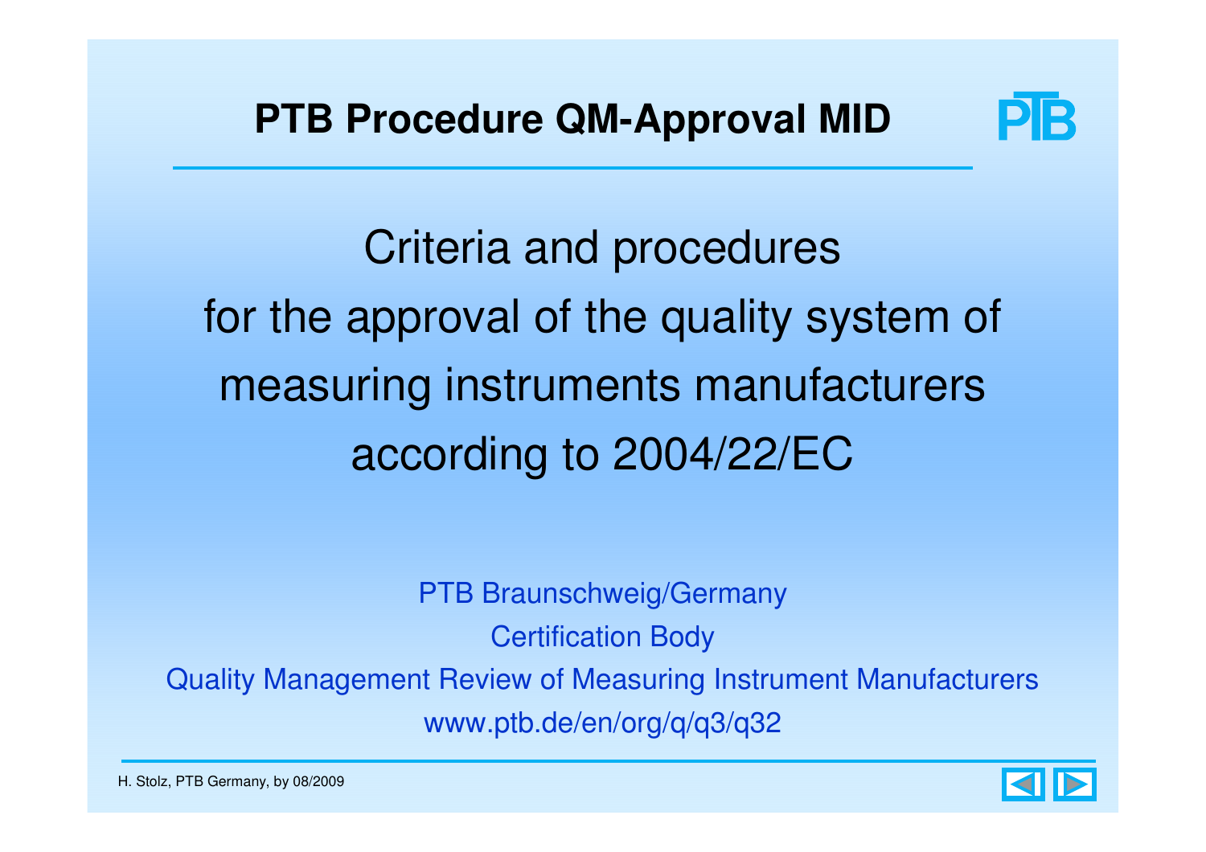# PTB Procedure QM-Approval MID

Criteria and procedures
for the approval of the quality system of
measuring instruments manufacturers
according to 2004/22/EC

PTB Braunschweig/Germany
Certification Body
Quality Management Review of Measuring Instrument Manufacturers
www.ptb.de/en/org/q/q3/q32

H. Stolz, PTB Germany, by 08/2009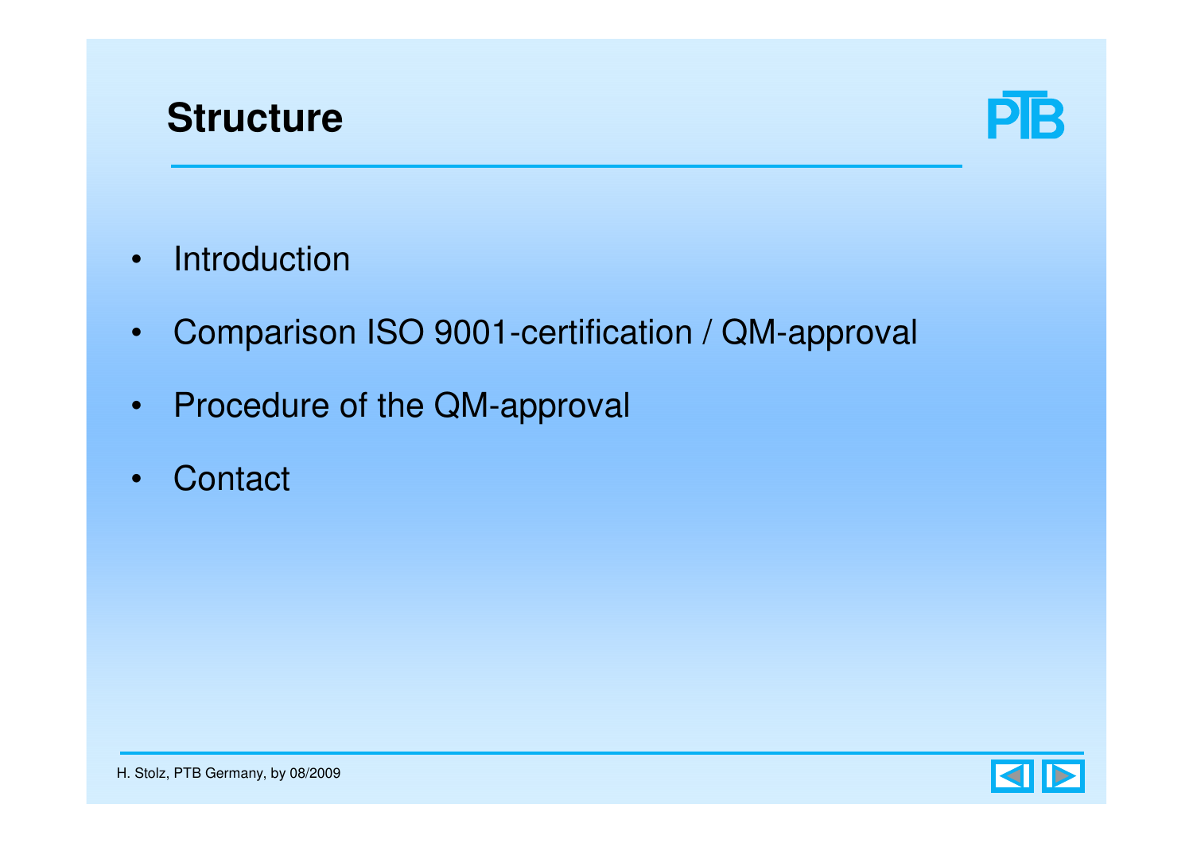# Structure

- Introduction
- Comparison ISO 9001-certification / QM-approval
- Procedure of the QM-approval
- Contact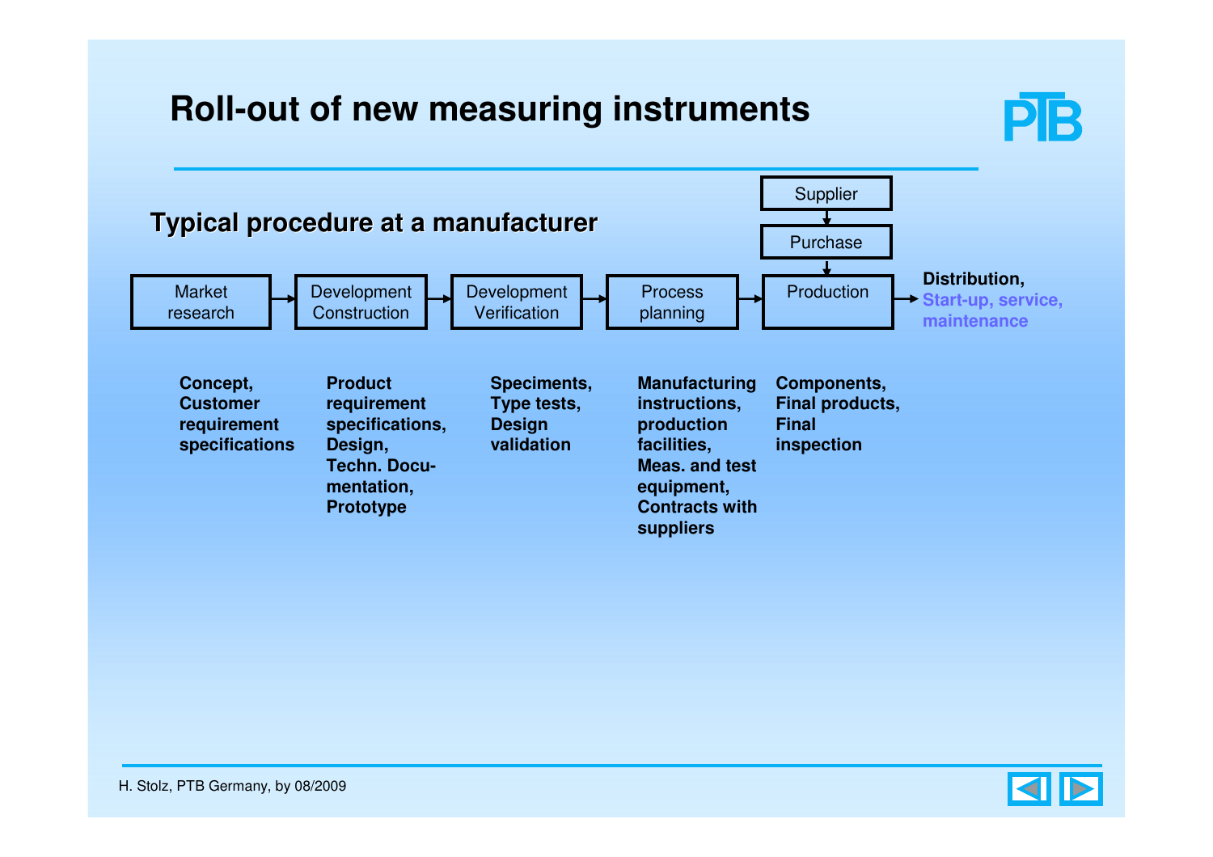# Roll-out of new measuring instruments

## Typical procedure at a manufacturer

Supplier → Purchase → Production

Market research → Development Construction → Development Verification → Process planning → Production → **Distribution, Start-up, service, maintenance**

| Market research | Development Construction | Development Verification | Process planning | Production |
|---|---|---|---|---|
| **Concept, Customer requirement specifications** | **Product requirement specifications, Design, Techn. Documentation, Prototype** | **Speciments, Type tests, Design validation** | **Manufacturing instructions, production facilities, Meas. and test equipment, Contracts with suppliers** | **Components, Final products, Final inspection** |

H. Stolz, PTB Germany, by 08/2009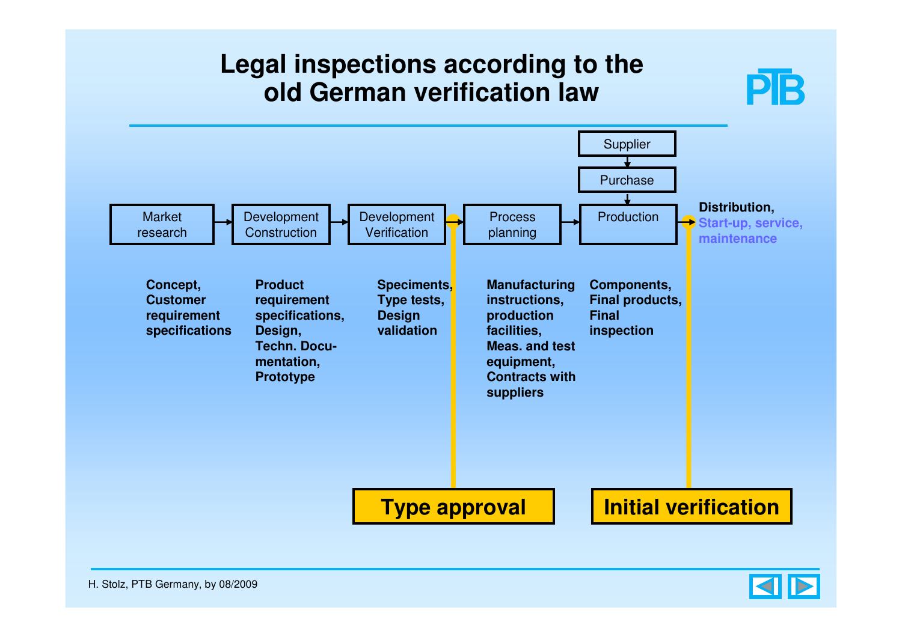# Legal inspections according to the old German verification law

Supplier → Purchase → Production

Market research → Development Construction → Development Verification → Process planning → Production → **Distribution,** **Start-up, service, maintenance**

| Market research | Development Construction | Development Verification | Process planning | Production |
|---|---|---|---|---|
| **Concept, Customer requirement specifications** | **Product requirement specifications, Design, Techn. Documentation, Prototype** | **Speciments, Type tests, Design validation** | **Manufacturing instructions, production facilities, Meas. and test equipment, Contracts with suppliers** | **Components, Final products, Final inspection** |

**Type approval** (between Development Verification and Process planning)

**Initial verification** (between Production and Distribution)

H. Stolz, PTB Germany, by 08/2009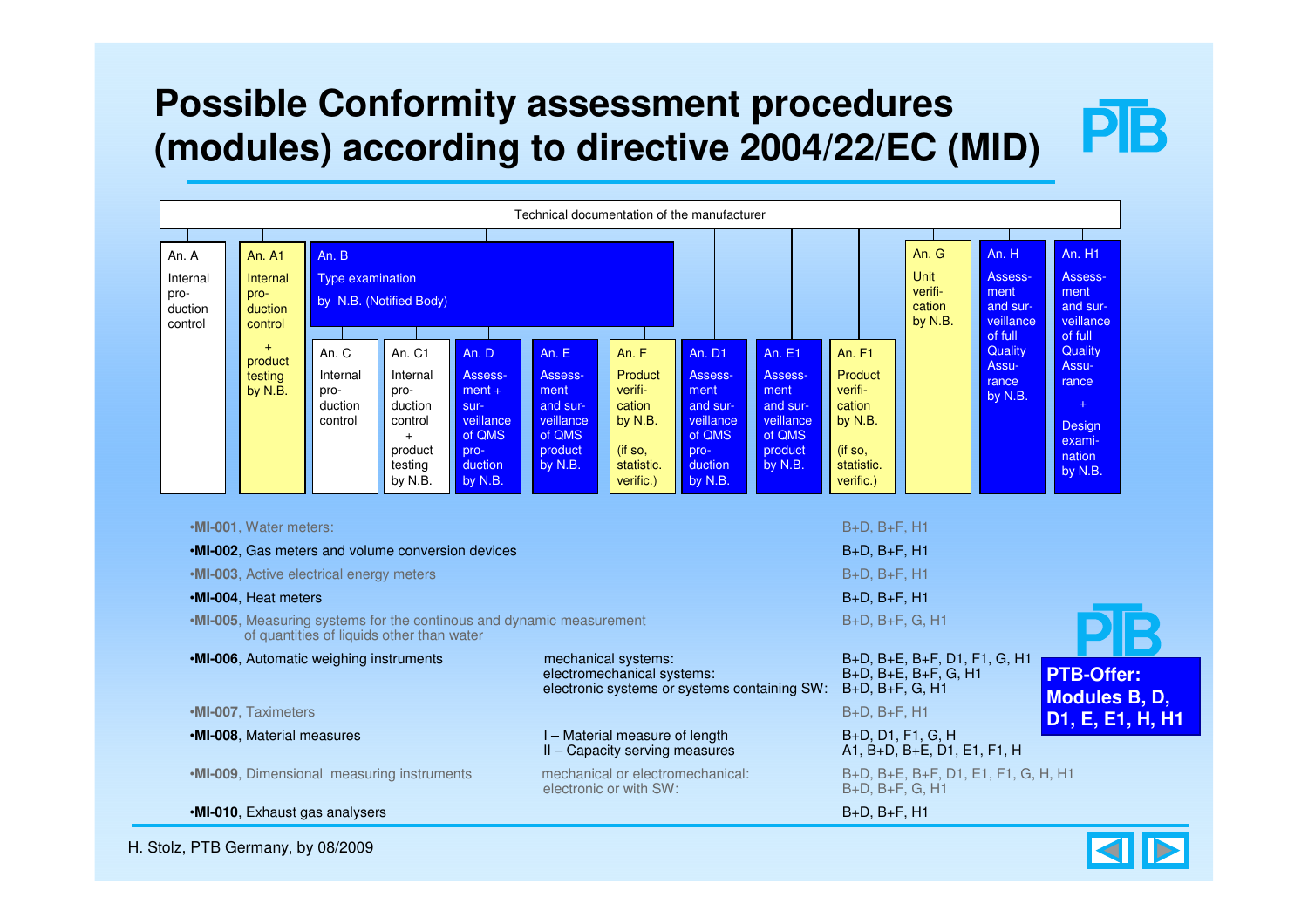# Possible Conformity assessment procedures (modules) according to directive 2004/22/EC (MID)

Technical documentation of the manufacturer

| An. A | An. A1 | An. B | An. C | An. C1 | An. D | An. E | An. F | An. D1 | An. E1 | An. F1 | An. G | An. H | An. H1 |
|---|---|---|---|---|---|---|---|---|---|---|---|---|---|
| Internal production control | Internal production control + product testing by N.B. | Type examination by N.B. (Notified Body) | Internal production control | Internal production control + product testing by N.B. | Assessment + surveillance of QMS production by N.B. | Assessment and surveillance of QMS product by N.B. | Product verification by N.B. (if so, statistic. verific.) | Assessment and surveillance of QMS production by N.B. | Assessment and surveillance of QMS product by N.B. | Product verification by N.B. (if so, statistic. verific.) | Unit verification by N.B. | Assessment and surveillance of full Quality Assurance by N.B. | Assessment and surveillance of full Quality Assurance + Design examination by N.B. |

Note: Annex B (Type examination) is combined with Annexes C, C1, D, E and F.

| Instrument | Type | Modules |
|---|---|---|
| •**MI-001**, Water meters: | | B+D, B+F, H1 |
| •**MI-002**, Gas meters and volume conversion devices | | B+D, B+F, H1 |
| •**MI-003**, Active electrical energy meters | | B+D, B+F, H1 |
| •**MI-004**, Heat meters | | B+D, B+F, H1 |
| •**MI-005**, Measuring systems for the continous and dynamic measurement of quantities of liquids other than water | | B+D, B+F, G, H1 |
| •**MI-006**, Automatic weighing instruments | mechanical systems: | B+D, B+E, B+F, D1, F1, G, H1 |
| | electromechanical systems: | B+D, B+E, B+F, G, H1 |
| | electronic systems or systems containing SW: | B+D, B+F, G, H1 |
| •**MI-007**, Taximeters | | B+D, B+F, H1 |
| •**MI-008**, Material measures | I – Material measure of length | B+D, D1, F1, G, H |
| | II – Capacity serving measures | A1, B+D, B+E, D1, E1, F1, H |
| •**MI-009**, Dimensional measuring instruments | mechanical or electromechanical: | B+D, B+E, B+F, D1, E1, F1, G, H, H1 |
| | electronic or with SW: | B+D, B+F, G, H1 |
| •**MI-010**, Exhaust gas analysers | | B+D, B+F, H1 |

**PTB-Offer: Modules B, D, D1, E, E1, H, H1**

H. Stolz, PTB Germany, by 08/2009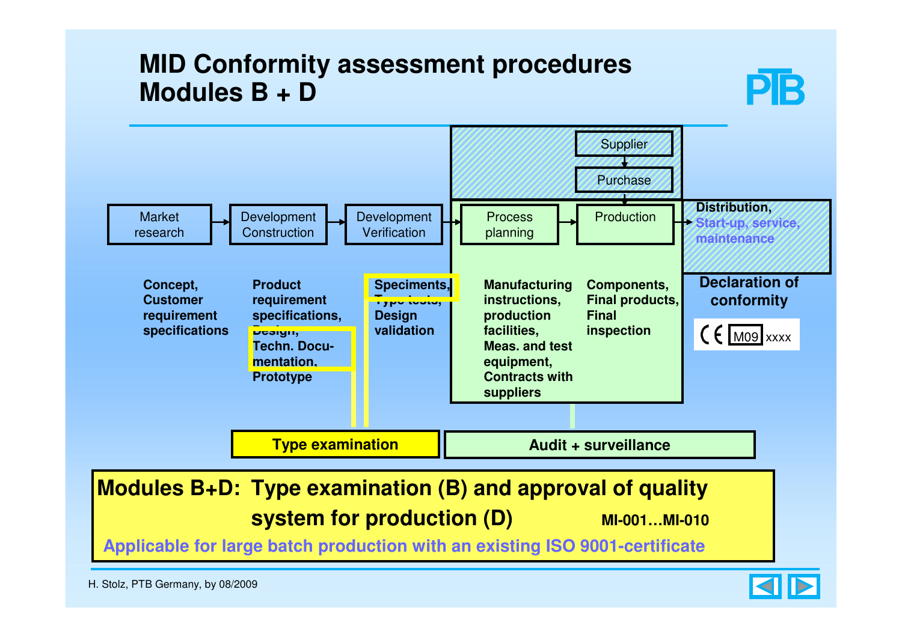# MID Conformity assessment procedures Modules B + D

Supplier → Purchase

Market research → Development Construction → Development Verification → Process planning → Production → Distribution, Start-up, service, maintenance

**Concept, Customer requirement specifications**

**Product requirement specifications, Design, Techn. Docu-mentation, Prototype**

**Speciments, Type tests, Design validation**

**Manufacturing instructions, production facilities, Meas. and test equipment, Contracts with suppliers**

**Components, Final products, Final inspection**

**Declaration of conformity**

CE M09 xxxx

**Type examination**

**Audit + surveillance**

**Modules B+D: Type examination (B) and approval of quality system for production (D)** **MI-001…MI-010**

**Applicable for large batch production with an existing ISO 9001-certificate**

H. Stolz, PTB Germany, by 08/2009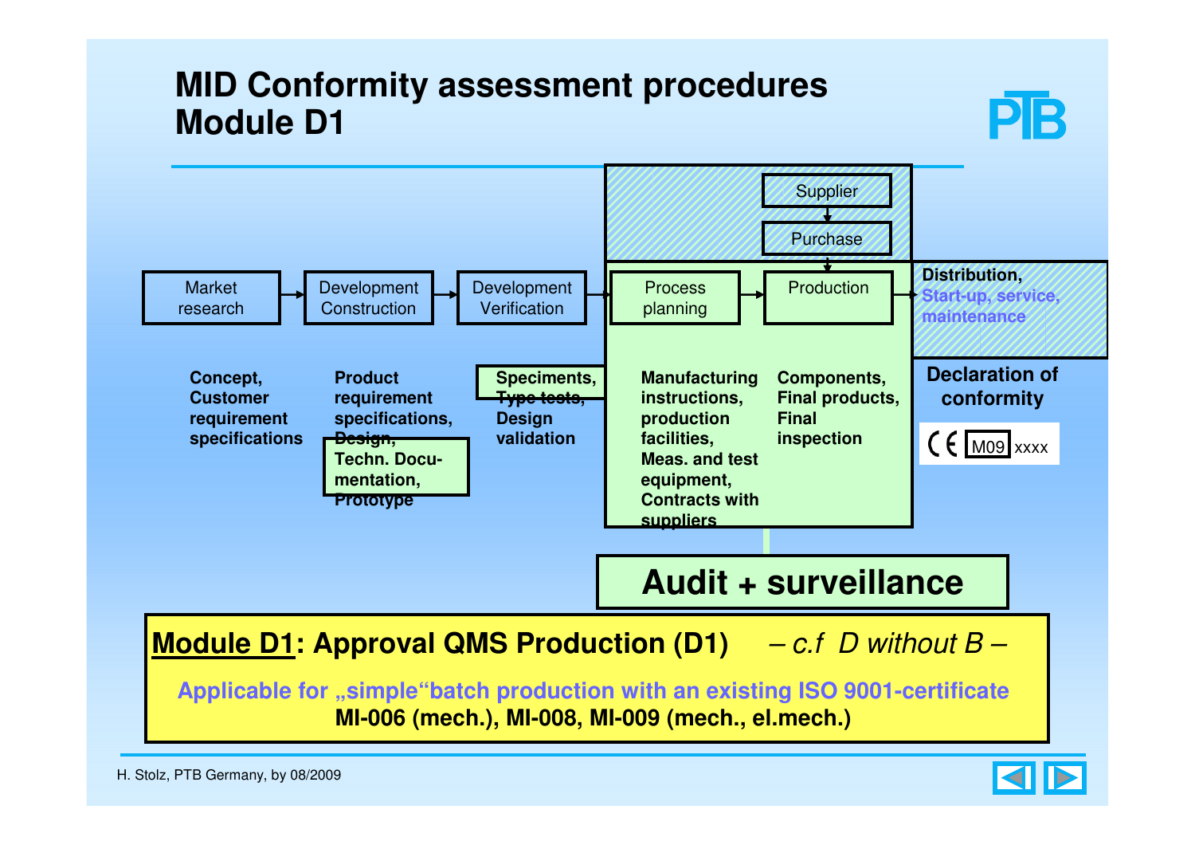# MID Conformity assessment procedures Module D1

Market research → Development Construction → Development Verification → Process planning → Production → Distribution, Start-up, service, maintenance

Supplier → Purchase → Production

**Concept, Customer requirement specifications**

**Product requirement specifications, Design, Techn. Docu-mentation, Prototype**

**Speciments, Type tests, Design validation**

**Manufacturing instructions, production facilities, Meas. and test equipment, Contracts with suppliers**

**Components, Final products, Final inspection**

**Declaration of conformity**

CE M09 xxxx

**Audit + surveillance**

**Module D1: Approval QMS Production (D1)** *– c.f D without B –*

**Applicable for „simple“batch production with an existing ISO 9001-certificate**

**MI-006 (mech.), MI-008, MI-009 (mech., el.mech.)**

H. Stolz, PTB Germany, by 08/2009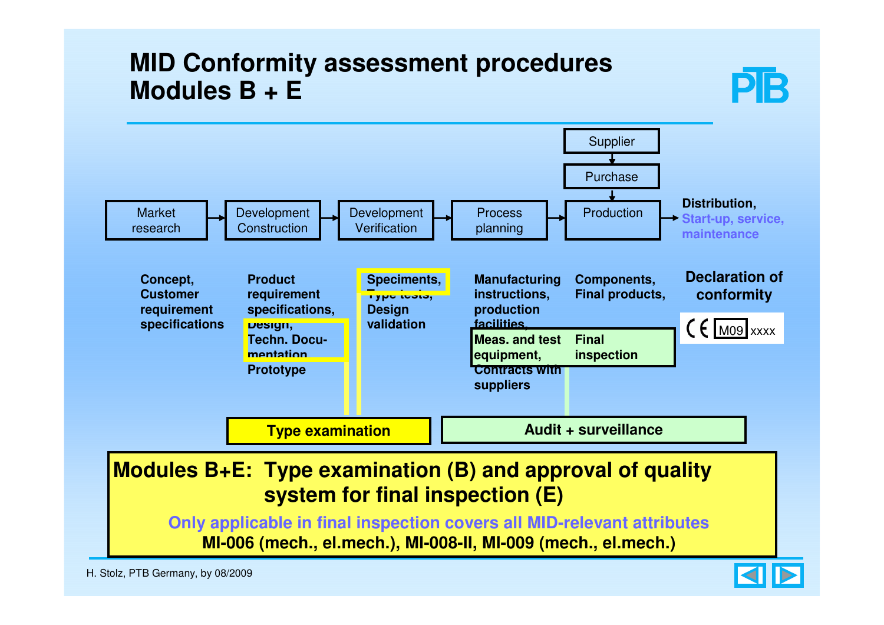# MID Conformity assessment procedures Modules B + E

Supplier → Purchase → Production

Market research → Development Construction → Development Verification → Process planning → Production → **Distribution, Start-up, service, maintenance**

**Concept, Customer requirement specifications**

**Product requirement specifications, Design, Techn. Documentation Prototype**

**Speciments, Type tests, Design validation**

**Manufacturing instructions, production facilities, Meas. and test equipment, Contracts with suppliers**

**Components, Final products, Final inspection**

**Declaration of conformity**

CE M09 xxxx

**Type examination**

**Audit + surveillance**

**Modules B+E: Type examination (B) and approval of quality system for final inspection (E)**

**Only applicable in final inspection covers all MID-relevant attributes**

**MI-006 (mech., el.mech.), MI-008-II, MI-009 (mech., el.mech.)**

H. Stolz, PTB Germany, by 08/2009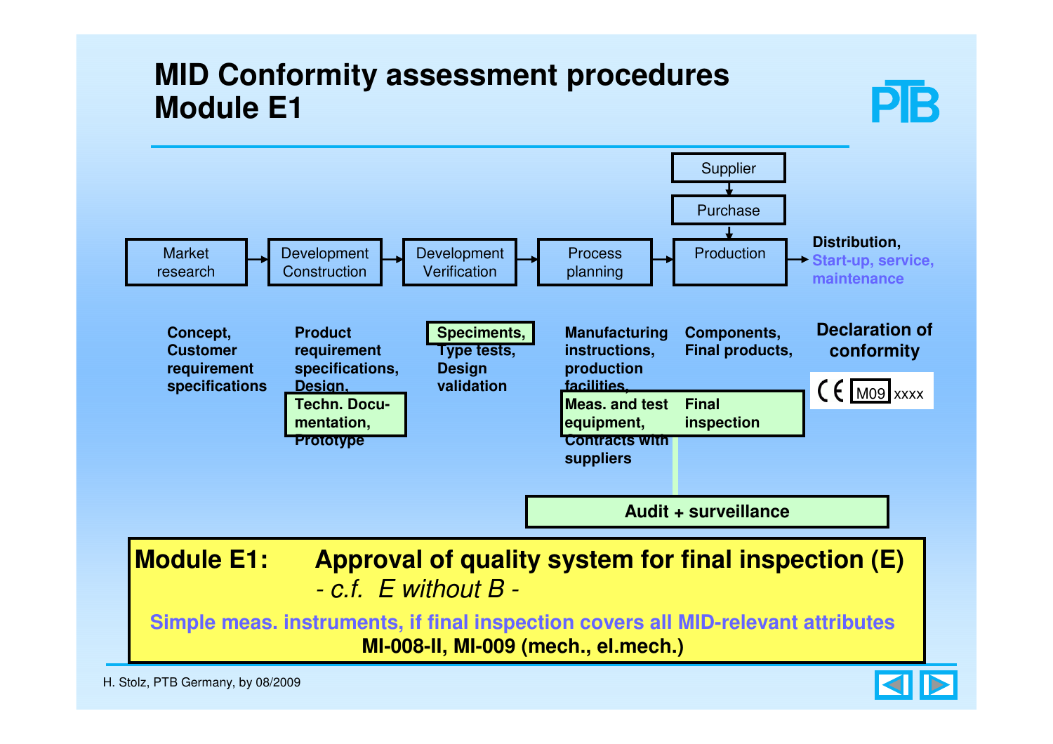# MID Conformity assessment procedures
# Module E1

Supplier → Purchase → Production

Market research → Development Construction → Development Verification → Process planning → Production → **Distribution, Start-up, service, maintenance**

| Market research | Development Construction | Development Verification | Process planning | Production | |
|---|---|---|---|---|---|
| **Concept, Customer requirement specifications** | **Product requirement specifications, Design, Techn. Documentation, Prototype** | **Speciments, Type tests, Design validation** | **Manufacturing instructions, production facilities, Meas. and test equipment, Contracts with suppliers** | **Components, Final products, Final inspection** | **Declaration of conformity** CE M09 xxxx |

**Audit + surveillance**

**Module E1:** **Approval of quality system for final inspection (E)**
*- c.f. E without B -*

**Simple meas. instruments, if final inspection covers all MID-relevant attributes**

**MI-008-II, MI-009 (mech., el.mech.)**

H. Stolz, PTB Germany, by 08/2009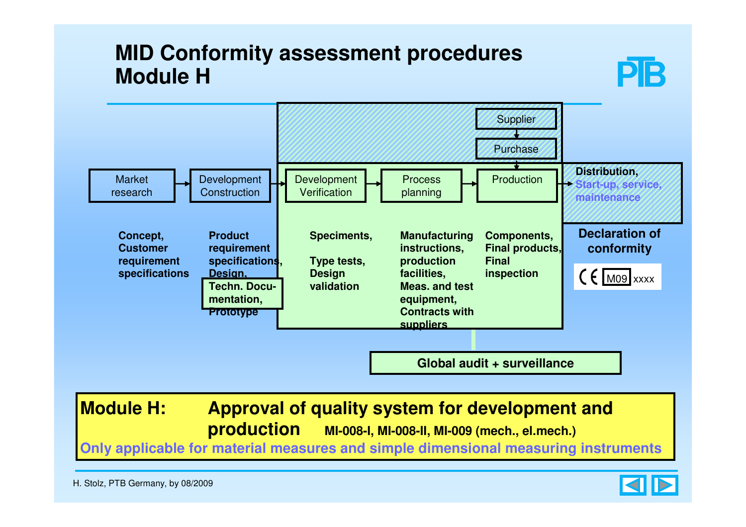# MID Conformity assessment procedures
# Module H

Market research → Development Construction → Development Verification → Process planning → Production → **Distribution,** Start-up, service, maintenance

Supplier → Purchase → Production

**Concept, Customer requirement specifications**

**Product requirement specifications, Design, Techn. Documentation, Prototype**

**Speciments,**

**Type tests, Design validation**

**Manufacturing instructions, production facilities, Meas. and test equipment, Contracts with suppliers**

**Components, Final products, Final inspection**

**Declaration of conformity**

CE M09 xxxx

**Global audit + surveillance**

**Module H: Approval of quality system for development and production** **MI-008-I, MI-008-II, MI-009 (mech., el.mech.)**

**Only applicable for material measures and simple dimensional measuring instruments**

H. Stolz, PTB Germany, by 08/2009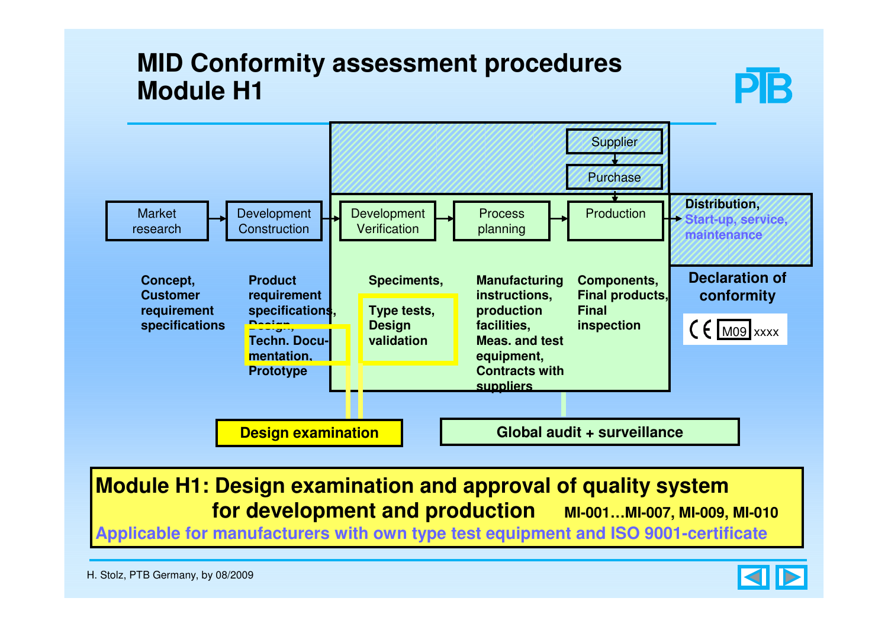# MID Conformity assessment procedures
# Module H1

Market research → Development Construction → Development Verification → Process planning → Production → Distribution, Start-up, service, maintenance

Supplier → Purchase → Production

**Concept, Customer requirement specifications**

**Product requirement specifications, Design, Techn. Documentation, Prototype**

**Speciments, Type tests, Design validation**

**Manufacturing instructions, production facilities, Meas. and test equipment, Contracts with suppliers**

**Components, Final products, Final inspection**

**Declaration of conformity**

CE M09 xxxx

**Design examination**

**Global audit + surveillance**

**Module H1: Design examination and approval of quality system for development and production** **MI-001…MI-007, MI-009, MI-010**

**Applicable for manufacturers with own type test equipment and ISO 9001-certificate**

H. Stolz, PTB Germany, by 08/2009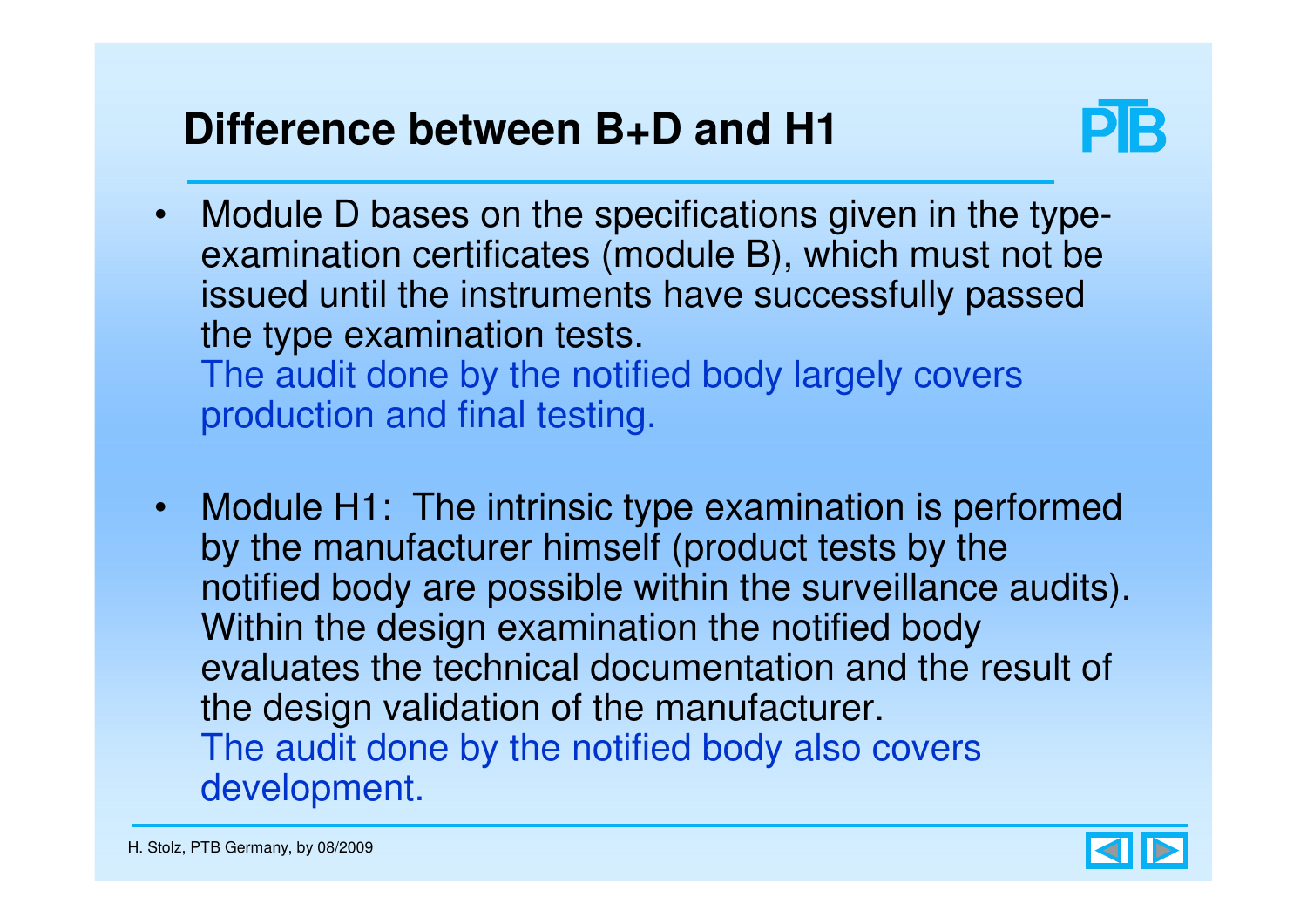## Difference between B+D and H1

- Module D bases on the specifications given in the type-examination certificates (module B), which must not be issued until the instruments have successfully passed the type examination tests.
  The audit done by the notified body largely covers production and final testing.

- Module H1: The intrinsic type examination is performed by the manufacturer himself (product tests by the notified body are possible within the surveillance audits). Within the design examination the notified body evaluates the technical documentation and the result of the design validation of the manufacturer.
  The audit done by the notified body also covers development.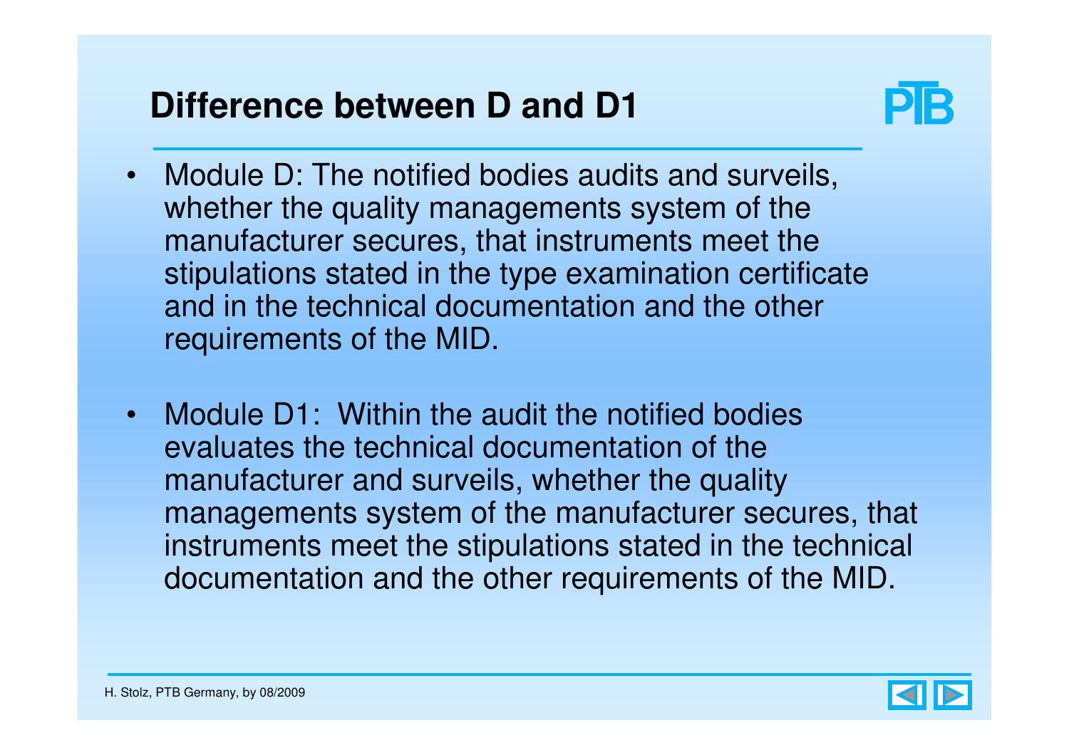## Difference between D and D1

- Module D: The notified bodies audits and surveils, whether the quality managements system of the manufacturer secures, that instruments meet the stipulations stated in the type examination certificate and in the technical documentation and the other requirements of the MID.

- Module D1: Within the audit the notified bodies evaluates the technical documentation of the manufacturer and surveils, whether the quality managements system of the manufacturer secures, that instruments meet the stipulations stated in the technical documentation and the other requirements of the MID.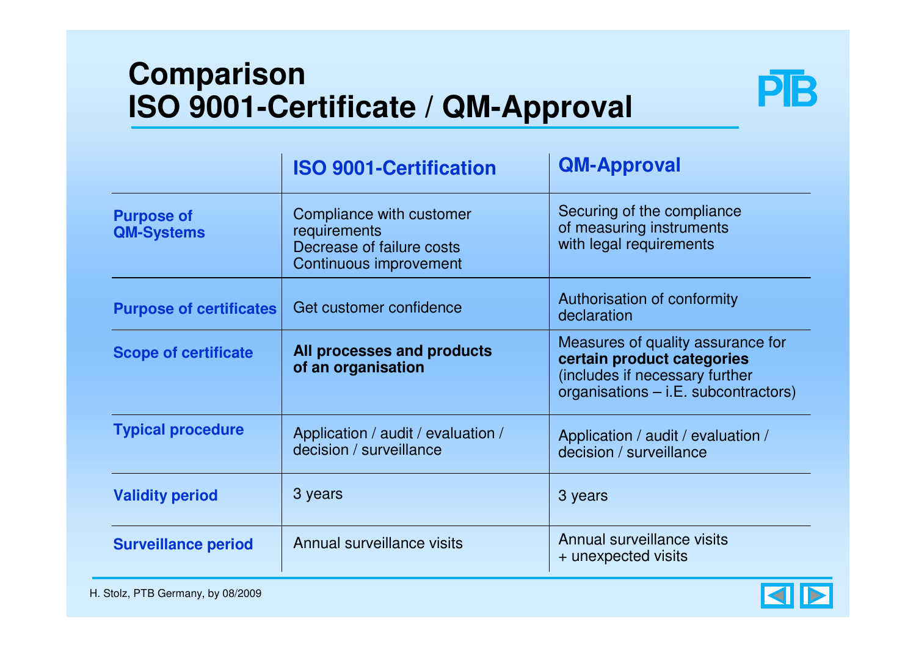# Comparison
# ISO 9001-Certificate / QM-Approval

| | ISO 9001-Certification | QM-Approval |
|---|---|---|
| **Purpose of QM-Systems** | Compliance with customer requirements<br>Decrease of failure costs<br>Continuous improvement | Securing of the compliance of measuring instruments with legal requirements |
| **Purpose of certificates** | Get customer confidence | Authorisation of conformity declaration |
| **Scope of certificate** | **All processes and products of an organisation** | Measures of quality assurance for **certain product categories** (includes if necessary further organisations – i.E. subcontractors) |
| **Typical procedure** | Application / audit / evaluation / decision / surveillance | Application / audit / evaluation / decision / surveillance |
| **Validity period** | 3 years | 3 years |
| **Surveillance period** | Annual surveillance visits | Annual surveillance visits<br>+ unexpected visits |

H. Stolz, PTB Germany, by 08/2009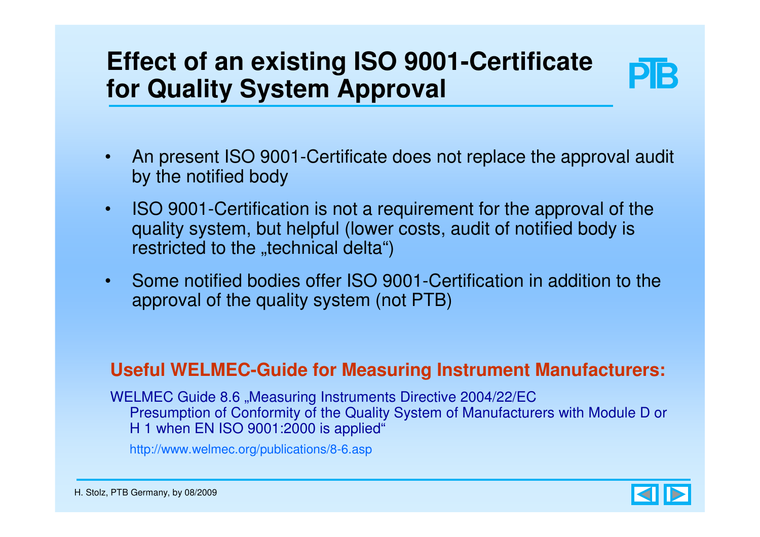# Effect of an existing ISO 9001-Certificate for Quality System Approval

- An present ISO 9001-Certificate does not replace the approval audit by the notified body
- ISO 9001-Certification is not a requirement for the approval of the quality system, but helpful (lower costs, audit of notified body is restricted to the „technical delta“)
- Some notified bodies offer ISO 9001-Certification in addition to the approval of the quality system (not PTB)

**Useful WELMEC-Guide for Measuring Instrument Manufacturers:**

WELMEC Guide 8.6 „Measuring Instruments Directive 2004/22/EC Presumption of Conformity of the Quality System of Manufacturers with Module D or H 1 when EN ISO 9001:2000 is applied“

http://www.welmec.org/publications/8-6.asp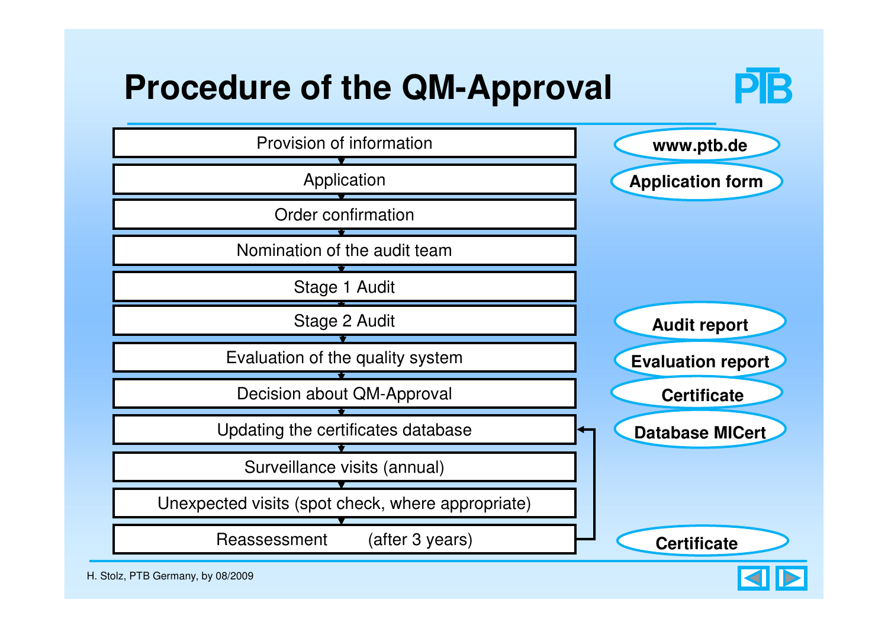# Procedure of the QM-Approval

| Step | Document |
|---|---|
| Provision of information | www.ptb.de |
| Application | Application form |
| Order confirmation | |
| Nomination of the audit team | |
| Stage 1 Audit | |
| Stage 2 Audit | Audit report |
| Evaluation of the quality system | Evaluation report |
| Decision about QM-Approval | Certificate |
| Updating the certificates database | Database MICert |
| Surveillance visits (annual) | |
| Unexpected visits (spot check, where appropriate) | |
| Reassessment (after 3 years) | Certificate |

H. Stolz, PTB Germany, by 08/2009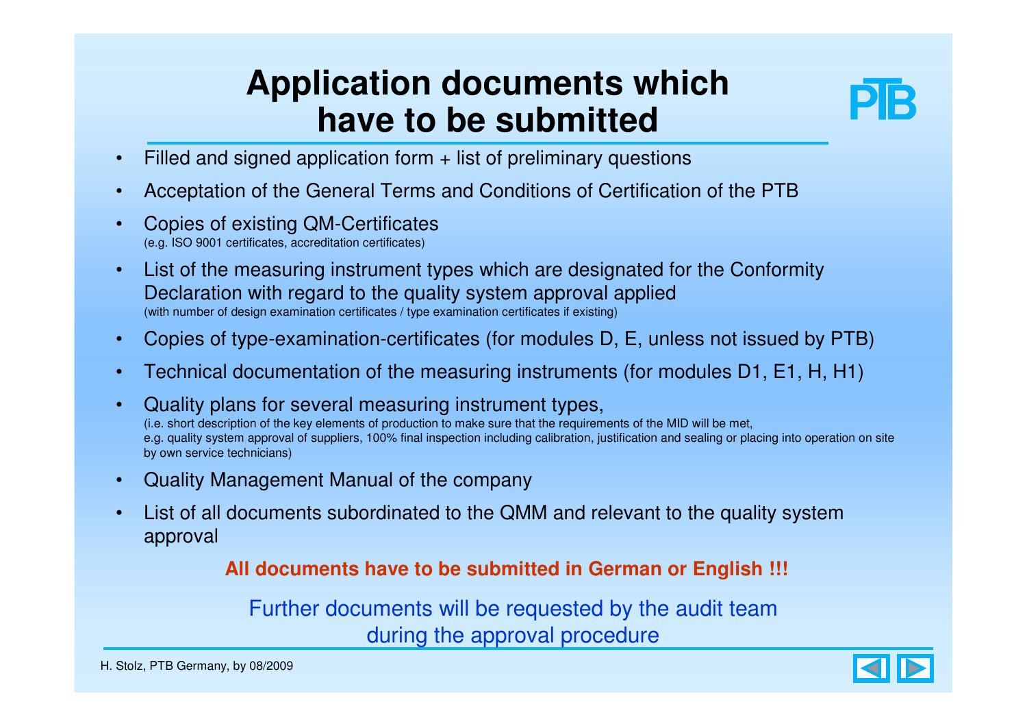# Application documents which have to be submitted

- Filled and signed application form + list of preliminary questions
- Acceptation of the General Terms and Conditions of Certification of the PTB
- Copies of existing QM-Certificates
  (e.g. ISO 9001 certificates, accreditation certificates)
- List of the measuring instrument types which are designated for the Conformity Declaration with regard to the quality system approval applied
  (with number of design examination certificates / type examination certificates if existing)
- Copies of type-examination-certificates (for modules D, E, unless not issued by PTB)
- Technical documentation of the measuring instruments (for modules D1, E1, H, H1)
- Quality plans for several measuring instrument types,
  (i.e. short description of the key elements of production to make sure that the requirements of the MID will be met,
  e.g. quality system approval of suppliers, 100% final inspection including calibration, justification and sealing or placing into operation on site by own service technicians)
- Quality Management Manual of the company
- List of all documents subordinated to the QMM and relevant to the quality system approval

**All documents have to be submitted in German or English !!!**

Further documents will be requested by the audit team during the approval procedure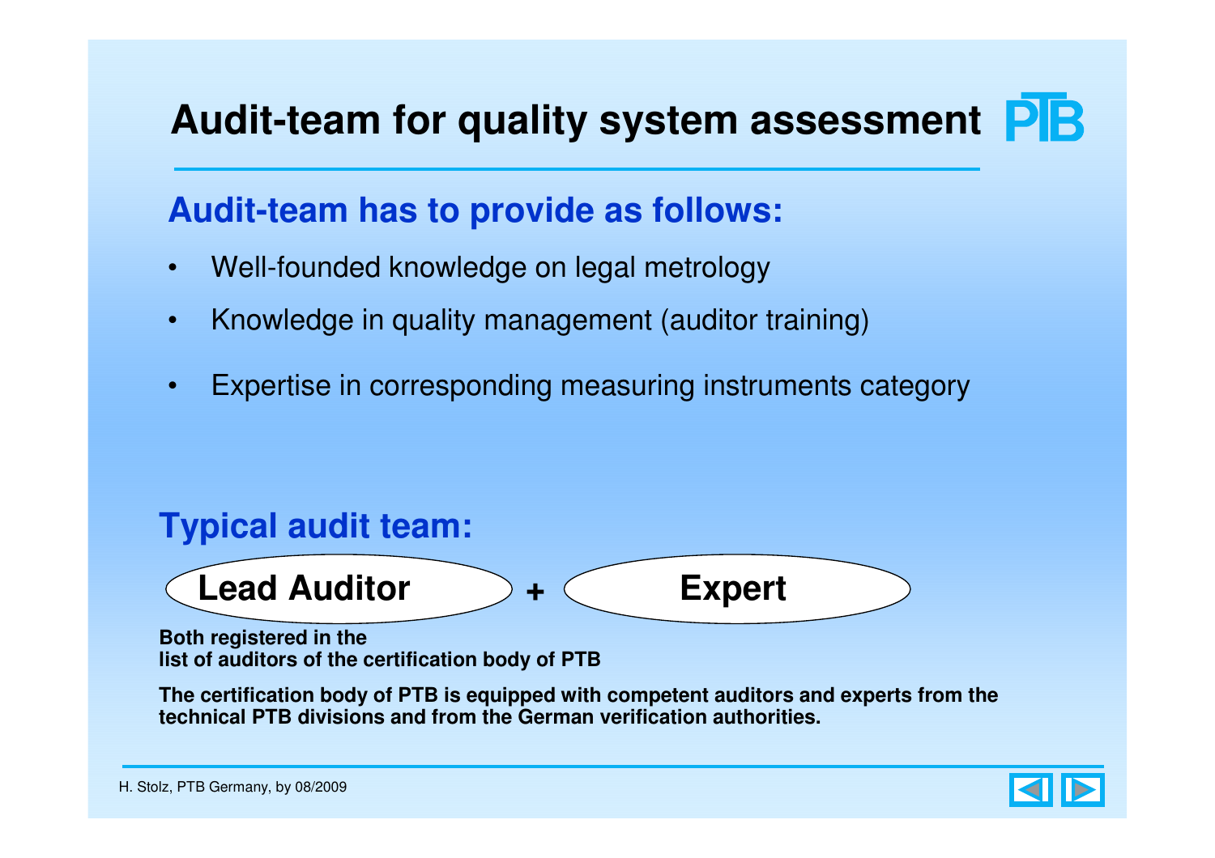# Audit-team for quality system assessment

## Audit-team has to provide as follows:

- Well-founded knowledge on legal metrology
- Knowledge in quality management (auditor training)
- Expertise in corresponding measuring instruments category

## Typical audit team:

**Lead Auditor** + **Expert**

**Both registered in the list of auditors of the certification body of PTB**

**The certification body of PTB is equipped with competent auditors and experts from the technical PTB divisions and from the German verification authorities.**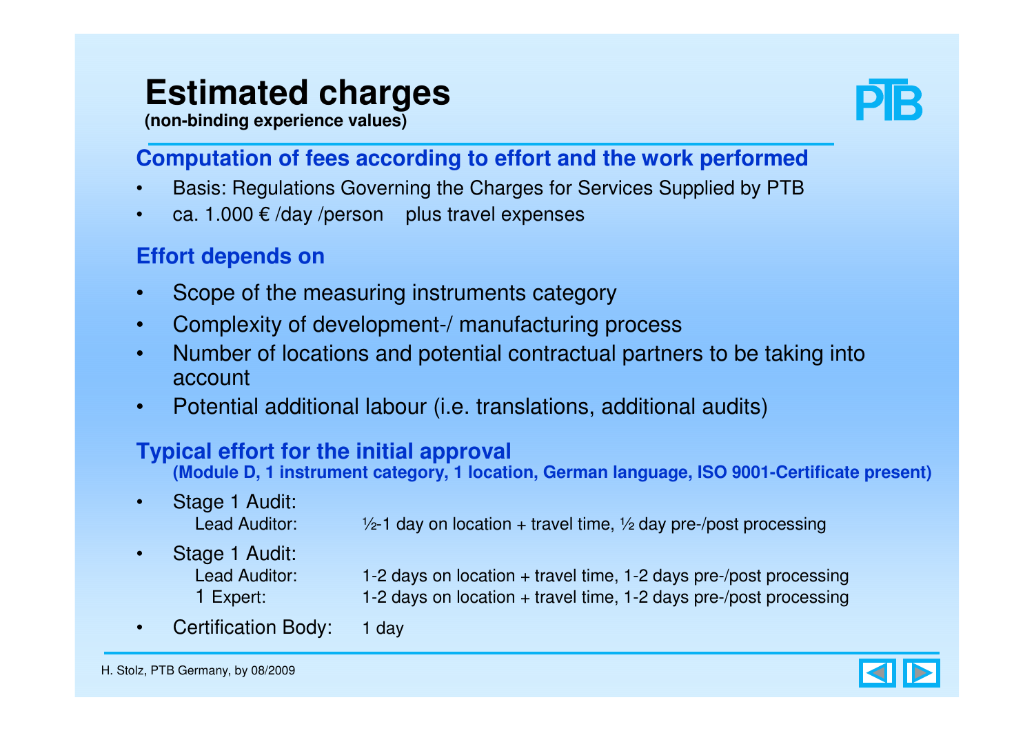# Estimated charges

**(non-binding experience values)**

## Computation of fees according to effort and the work performed

- Basis: Regulations Governing the Charges for Services Supplied by PTB
- ca. 1.000 € /day /person plus travel expenses

## Effort depends on

- Scope of the measuring instruments category
- Complexity of development-/ manufacturing process
- Number of locations and potential contractual partners to be taking into account
- Potential additional labour (i.e. translations, additional audits)

## Typical effort for the initial approval

**(Module D, 1 instrument category, 1 location, German language, ISO 9001-Certificate present)**

- Stage 1 Audit:
  - Lead Auditor: ½-1 day on location + travel time, ½ day pre-/post processing
- Stage 1 Audit:
  - Lead Auditor: 1-2 days on location + travel time, 1-2 days pre-/post processing
  - 1 Expert: 1-2 days on location + travel time, 1-2 days pre-/post processing
- Certification Body: 1 day

H. Stolz, PTB Germany, by 08/2009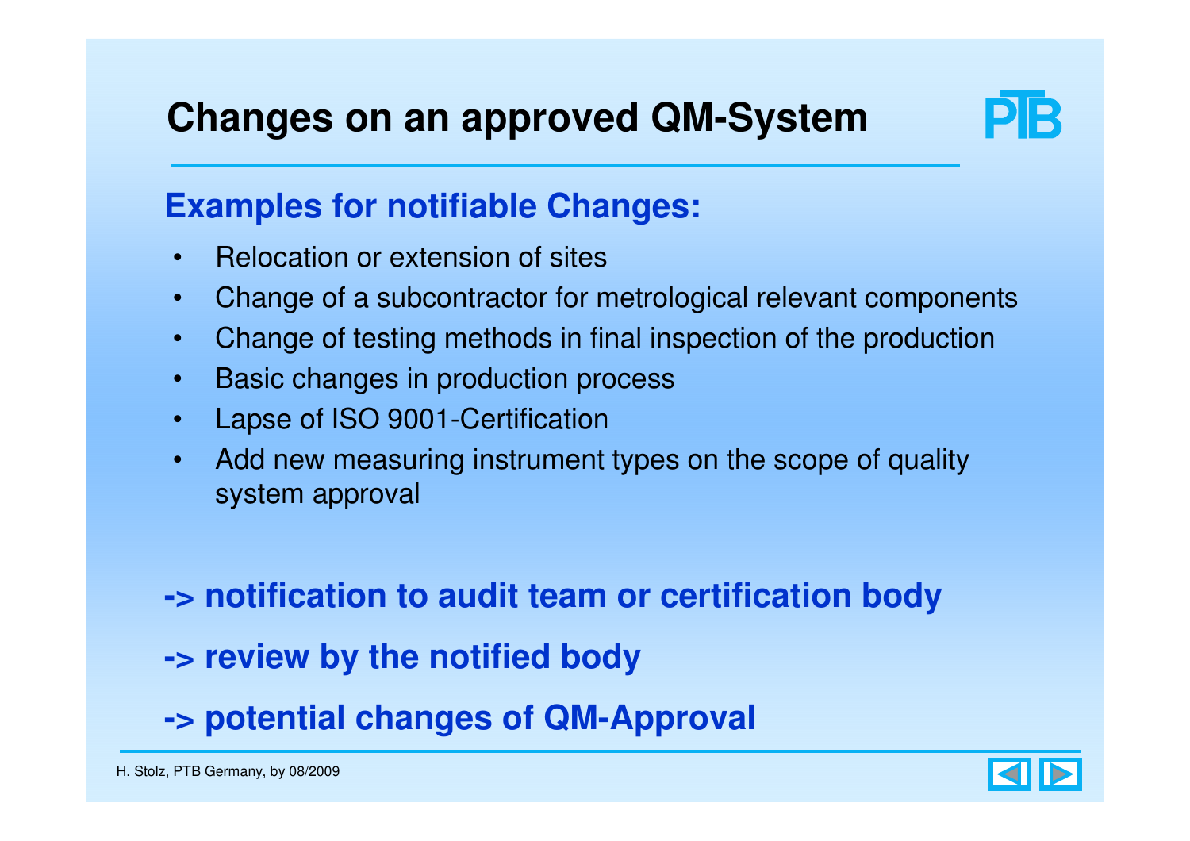# Changes on an approved QM-System

## Examples for notifiable Changes:

- Relocation or extension of sites
- Change of a subcontractor for metrological relevant components
- Change of testing methods in final inspection of the production
- Basic changes in production process
- Lapse of ISO 9001-Certification
- Add new measuring instrument types on the scope of quality system approval

**-> notification to audit team or certification body**

**-> review by the notified body**

**-> potential changes of QM-Approval**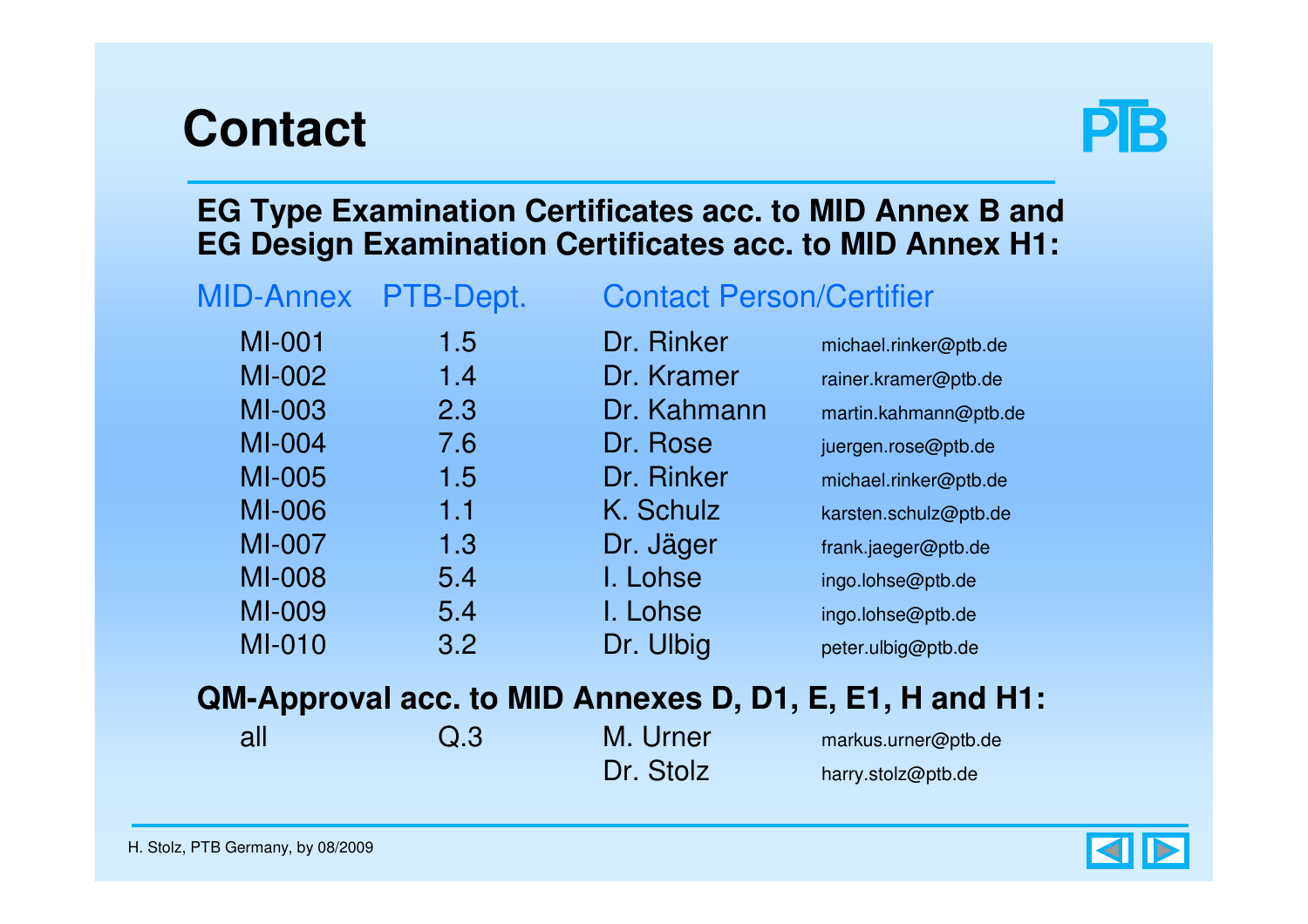# Contact

**EG Type Examination Certificates acc. to MID Annex B and EG Design Examination Certificates acc. to MID Annex H1:**

| MID-Annex | PTB-Dept. | Contact Person/Certifier | |
|---|---|---|---|
| MI-001 | 1.5 | Dr. Rinker | michael.rinker@ptb.de |
| MI-002 | 1.4 | Dr. Kramer | rainer.kramer@ptb.de |
| MI-003 | 2.3 | Dr. Kahmann | martin.kahmann@ptb.de |
| MI-004 | 7.6 | Dr. Rose | juergen.rose@ptb.de |
| MI-005 | 1.5 | Dr. Rinker | michael.rinker@ptb.de |
| MI-006 | 1.1 | K. Schulz | karsten.schulz@ptb.de |
| MI-007 | 1.3 | Dr. Jäger | frank.jaeger@ptb.de |
| MI-008 | 5.4 | I. Lohse | ingo.lohse@ptb.de |
| MI-009 | 5.4 | I. Lohse | ingo.lohse@ptb.de |
| MI-010 | 3.2 | Dr. Ulbig | peter.ulbig@ptb.de |

**QM-Approval acc. to MID Annexes D, D1, E, E1, H and H1:**

| | | | |
|---|---|---|---|
| all | Q.3 | M. Urner | markus.urner@ptb.de |
| | | Dr. Stolz | harry.stolz@ptb.de |

H. Stolz, PTB Germany, by 08/2009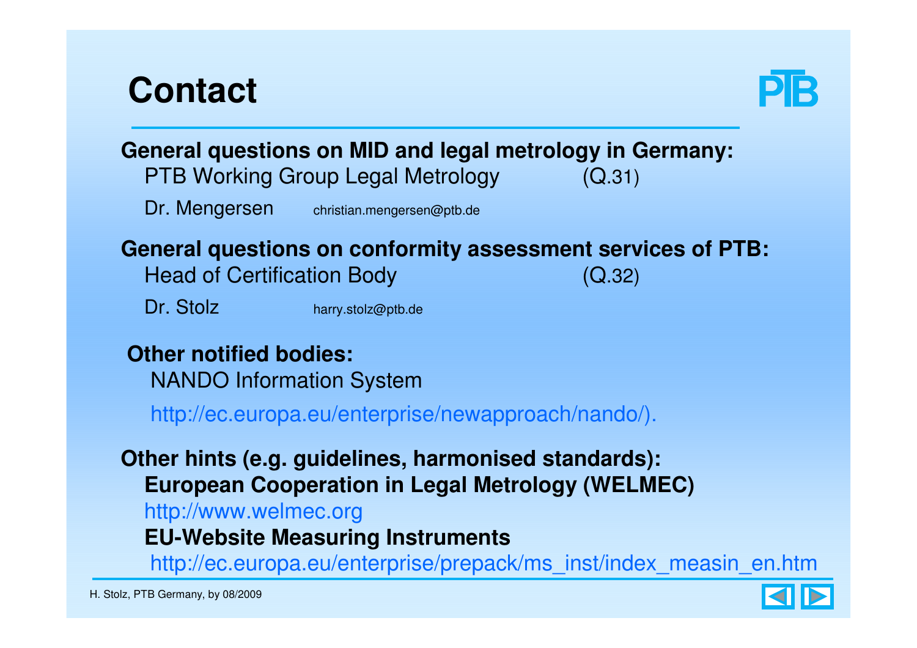# Contact

**General questions on MID and legal metrology in Germany:**

PTB Working Group Legal Metrology (Q.31)

Dr. Mengersen christian.mengersen@ptb.de

**General questions on conformity assessment services of PTB:**

Head of Certification Body (Q.32)

Dr. Stolz harry.stolz@ptb.de

**Other notified bodies:**

NANDO Information System

http://ec.europa.eu/enterprise/newapproach/nando/).

**Other hints (e.g. guidelines, harmonised standards):**

**European Cooperation in Legal Metrology (WELMEC)**

http://www.welmec.org

**EU-Website Measuring Instruments**

http://ec.europa.eu/enterprise/prepack/ms_inst/index_measin_en.htm

H. Stolz, PTB Germany, by 08/2009